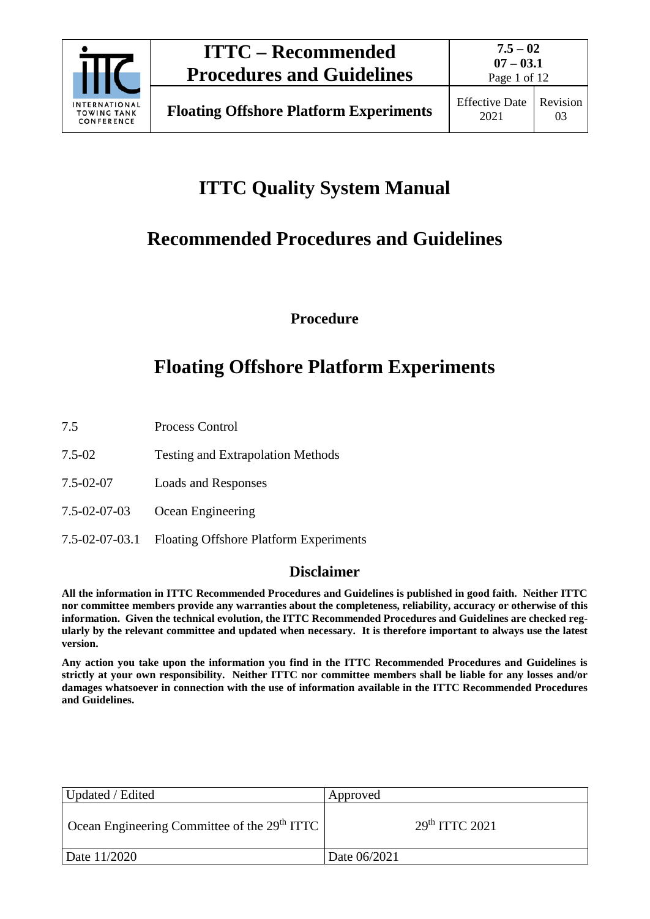# ITTC Quality System Manual

# Recommended Procedures and Guidelines

**Procedure**

# Floating Offshore Platform Experiments

| | |
|---|---|
| 7.5 | Process Control |
| 7.5-02 | Testing and Extrapolation Methods |
| 7.5-02-07 | Loads and Responses |
| 7.5-02-07-03 | Ocean Engineering |
| 7.5-02-07-03.1 | Floating Offshore Platform Experiments |

## Disclaimer

**All the information in ITTC Recommended Procedures and Guidelines is published in good faith. Neither ITTC nor committee members provide any warranties about the completeness, reliability, accuracy or otherwise of this information. Given the technical evolution, the ITTC Recommended Procedures and Guidelines are checked regularly by the relevant committee and updated when necessary. It is therefore important to always use the latest version.**

**Any action you take upon the information you find in the ITTC Recommended Procedures and Guidelines is strictly at your own responsibility. Neither ITTC nor committee members shall be liable for any losses and/or damages whatsoever in connection with the use of information available in the ITTC Recommended Procedures and Guidelines.**

| Updated / Edited | Approved |
|---|---|
| Ocean Engineering Committee of the 29th ITTC | 29th ITTC 2021 |
| Date 11/2020 | Date 06/2021 |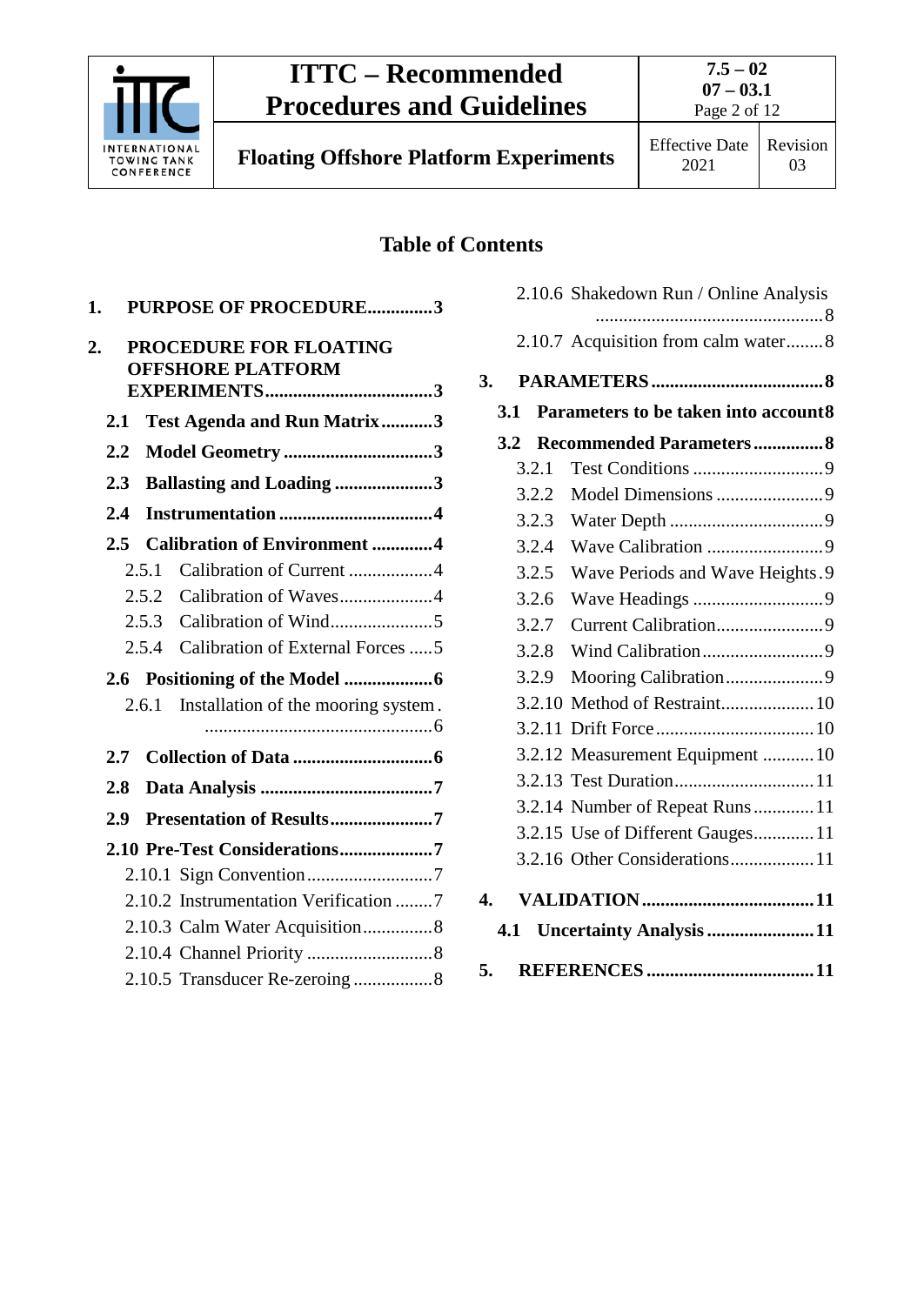## Table of Contents

- **1. PURPOSE OF PROCEDURE .............. 3**
- **2. PROCEDURE FOR FLOATING OFFSHORE PLATFORM EXPERIMENTS .............. 3**
  - **2.1 Test Agenda and Run Matrix .............. 3**
  - **2.2 Model Geometry .............. 3**
  - **2.3 Ballasting and Loading .............. 3**
  - **2.4 Instrumentation .............. 4**
  - **2.5 Calibration of Environment .............. 4**
    - 2.5.1 Calibration of Current .............. 4
    - 2.5.2 Calibration of Waves .............. 4
    - 2.5.3 Calibration of Wind .............. 5
    - 2.5.4 Calibration of External Forces .............. 5
  - **2.6 Positioning of the Model .............. 6**
    - 2.6.1 Installation of the mooring system .............. 6
  - **2.7 Collection of Data .............. 6**
  - **2.8 Data Analysis .............. 7**
  - **2.9 Presentation of Results .............. 7**
  - **2.10 Pre-Test Considerations .............. 7**
    - 2.10.1 Sign Convention .............. 7
    - 2.10.2 Instrumentation Verification .............. 7
    - 2.10.3 Calm Water Acquisition .............. 8
    - 2.10.4 Channel Priority .............. 8
    - 2.10.5 Transducer Re-zeroing .............. 8
    - 2.10.6 Shakedown Run / Online Analysis .............. 8
    - 2.10.7 Acquisition from calm water .............. 8
- **3. PARAMETERS .............. 8**
  - **3.1 Parameters to be taken into account .............. 8**
  - **3.2 Recommended Parameters .............. 8**
    - 3.2.1 Test Conditions .............. 9
    - 3.2.2 Model Dimensions .............. 9
    - 3.2.3 Water Depth .............. 9
    - 3.2.4 Wave Calibration .............. 9
    - 3.2.5 Wave Periods and Wave Heights .............. 9
    - 3.2.6 Wave Headings .............. 9
    - 3.2.7 Current Calibration .............. 9
    - 3.2.8 Wind Calibration .............. 9
    - 3.2.9 Mooring Calibration .............. 9
    - 3.2.10 Method of Restraint .............. 10
    - 3.2.11 Drift Force .............. 10
    - 3.2.12 Measurement Equipment .............. 10
    - 3.2.13 Test Duration .............. 11
    - 3.2.14 Number of Repeat Runs .............. 11
    - 3.2.15 Use of Different Gauges .............. 11
    - 3.2.16 Other Considerations .............. 11
- **4. VALIDATION .............. 11**
  - **4.1 Uncertainty Analysis .............. 11**
- **5. REFERENCES .............. 11**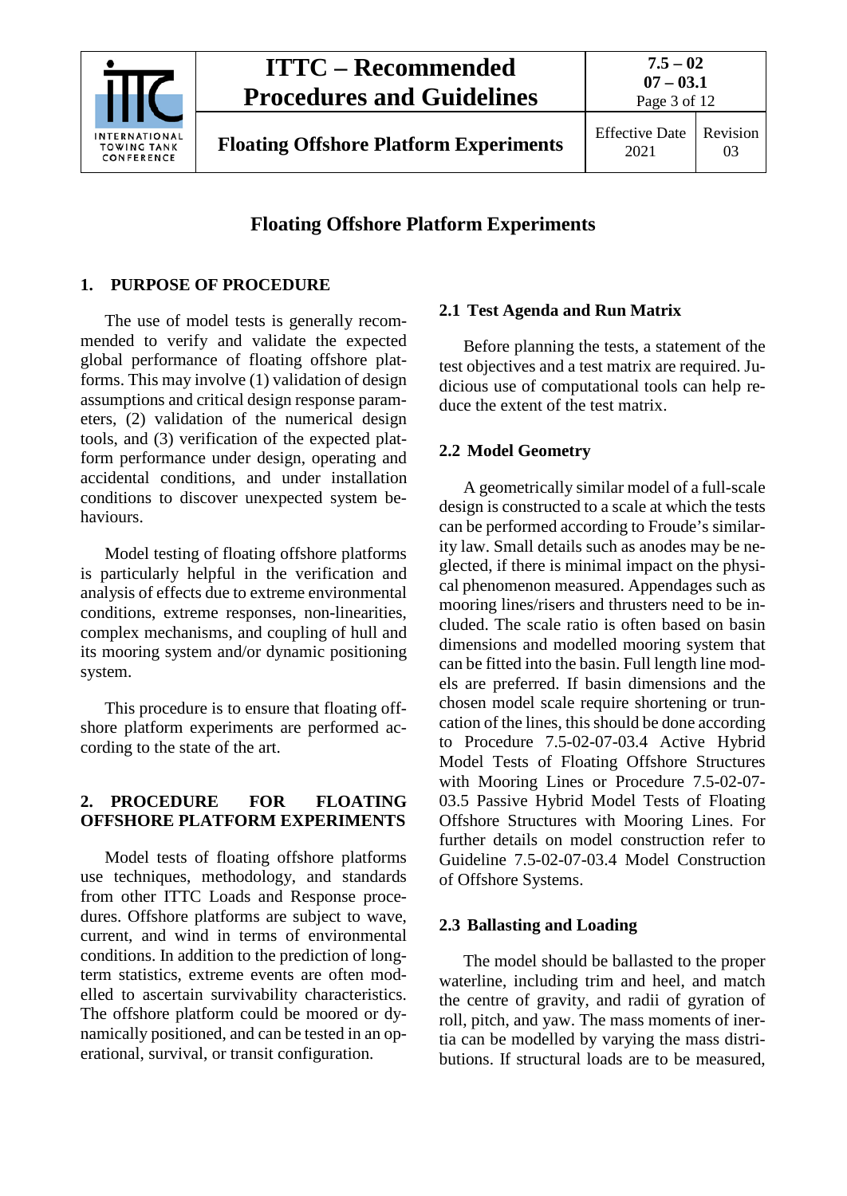# Floating Offshore Platform Experiments

## 1. PURPOSE OF PROCEDURE

The use of model tests is generally recommended to verify and validate the expected global performance of floating offshore platforms. This may involve (1) validation of design assumptions and critical design response parameters, (2) validation of the numerical design tools, and (3) verification of the expected platform performance under design, operating and accidental conditions, and under installation conditions to discover unexpected system behaviours.

Model testing of floating offshore platforms is particularly helpful in the verification and analysis of effects due to extreme environmental conditions, extreme responses, non-linearities, complex mechanisms, and coupling of hull and its mooring system and/or dynamic positioning system.

This procedure is to ensure that floating offshore platform experiments are performed according to the state of the art.

## 2. PROCEDURE FOR FLOATING OFFSHORE PLATFORM EXPERIMENTS

Model tests of floating offshore platforms use techniques, methodology, and standards from other ITTC Loads and Response procedures. Offshore platforms are subject to wave, current, and wind in terms of environmental conditions. In addition to the prediction of long-term statistics, extreme events are often modelled to ascertain survivability characteristics. The offshore platform could be moored or dynamically positioned, and can be tested in an operational, survival, or transit configuration.

### 2.1 Test Agenda and Run Matrix

Before planning the tests, a statement of the test objectives and a test matrix are required. Judicious use of computational tools can help reduce the extent of the test matrix.

### 2.2 Model Geometry

A geometrically similar model of a full-scale design is constructed to a scale at which the tests can be performed according to Froude's similarity law. Small details such as anodes may be neglected, if there is minimal impact on the physical phenomenon measured. Appendages such as mooring lines/risers and thrusters need to be included. The scale ratio is often based on basin dimensions and modelled mooring system that can be fitted into the basin. Full length line models are preferred. If basin dimensions and the chosen model scale require shortening or truncation of the lines, this should be done according to Procedure 7.5-02-07-03.4 Active Hybrid Model Tests of Floating Offshore Structures with Mooring Lines or Procedure 7.5-02-07-03.5 Passive Hybrid Model Tests of Floating Offshore Structures with Mooring Lines. For further details on model construction refer to Guideline 7.5-02-07-03.4 Model Construction of Offshore Systems.

### 2.3 Ballasting and Loading

The model should be ballasted to the proper waterline, including trim and heel, and match the centre of gravity, and radii of gyration of roll, pitch, and yaw. The mass moments of inertia can be modelled by varying the mass distributions. If structural loads are to be measured,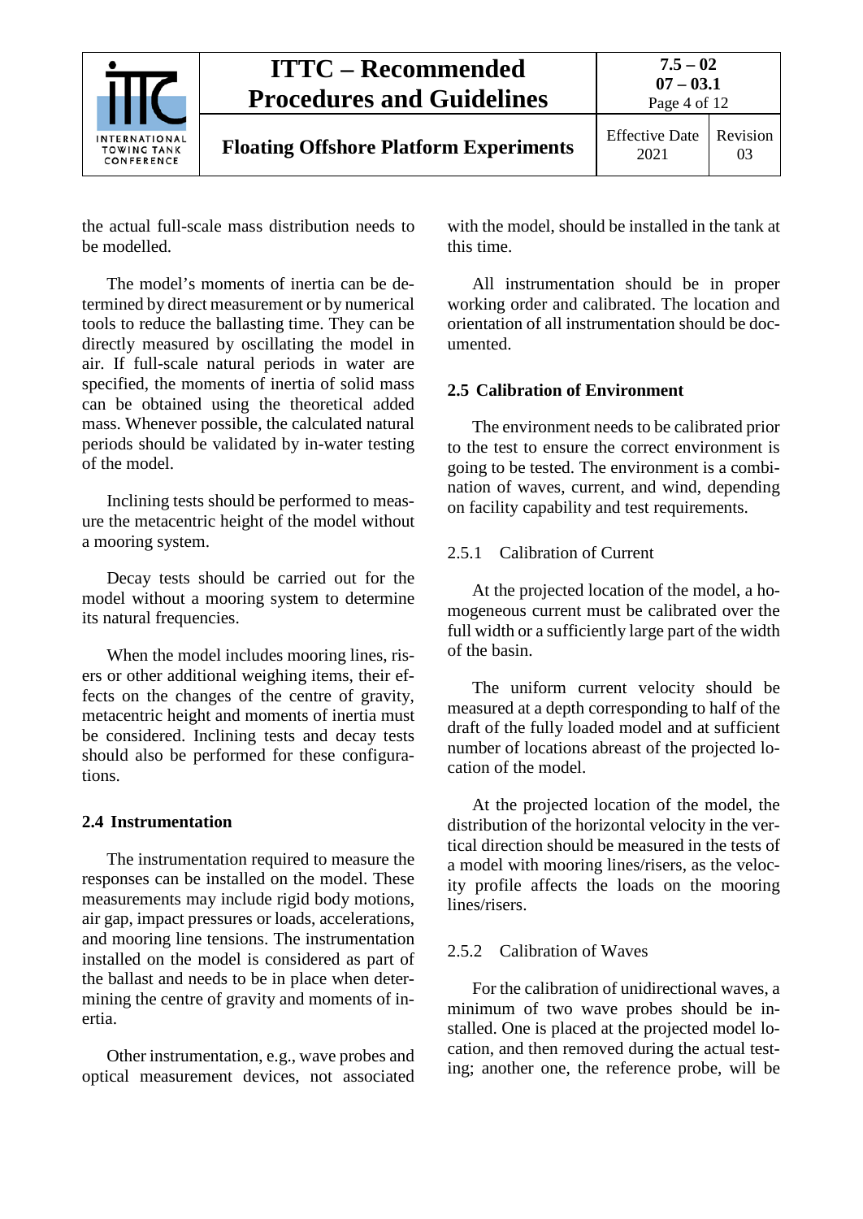the actual full-scale mass distribution needs to be modelled.

The model's moments of inertia can be determined by direct measurement or by numerical tools to reduce the ballasting time. They can be directly measured by oscillating the model in air. If full-scale natural periods in water are specified, the moments of inertia of solid mass can be obtained using the theoretical added mass. Whenever possible, the calculated natural periods should be validated by in-water testing of the model.

Inclining tests should be performed to measure the metacentric height of the model without a mooring system.

Decay tests should be carried out for the model without a mooring system to determine its natural frequencies.

When the model includes mooring lines, risers or other additional weighing items, their effects on the changes of the centre of gravity, metacentric height and moments of inertia must be considered. Inclining tests and decay tests should also be performed for these configurations.

## 2.4 Instrumentation

The instrumentation required to measure the responses can be installed on the model. These measurements may include rigid body motions, air gap, impact pressures or loads, accelerations, and mooring line tensions. The instrumentation installed on the model is considered as part of the ballast and needs to be in place when determining the centre of gravity and moments of inertia.

Other instrumentation, e.g., wave probes and optical measurement devices, not associated with the model, should be installed in the tank at this time.

All instrumentation should be in proper working order and calibrated. The location and orientation of all instrumentation should be documented.

## 2.5 Calibration of Environment

The environment needs to be calibrated prior to the test to ensure the correct environment is going to be tested. The environment is a combination of waves, current, and wind, depending on facility capability and test requirements.

### 2.5.1 Calibration of Current

At the projected location of the model, a homogeneous current must be calibrated over the full width or a sufficiently large part of the width of the basin.

The uniform current velocity should be measured at a depth corresponding to half of the draft of the fully loaded model and at sufficient number of locations abreast of the projected location of the model.

At the projected location of the model, the distribution of the horizontal velocity in the vertical direction should be measured in the tests of a model with mooring lines/risers, as the velocity profile affects the loads on the mooring lines/risers.

### 2.5.2 Calibration of Waves

For the calibration of unidirectional waves, a minimum of two wave probes should be installed. One is placed at the projected model location, and then removed during the actual testing; another one, the reference probe, will be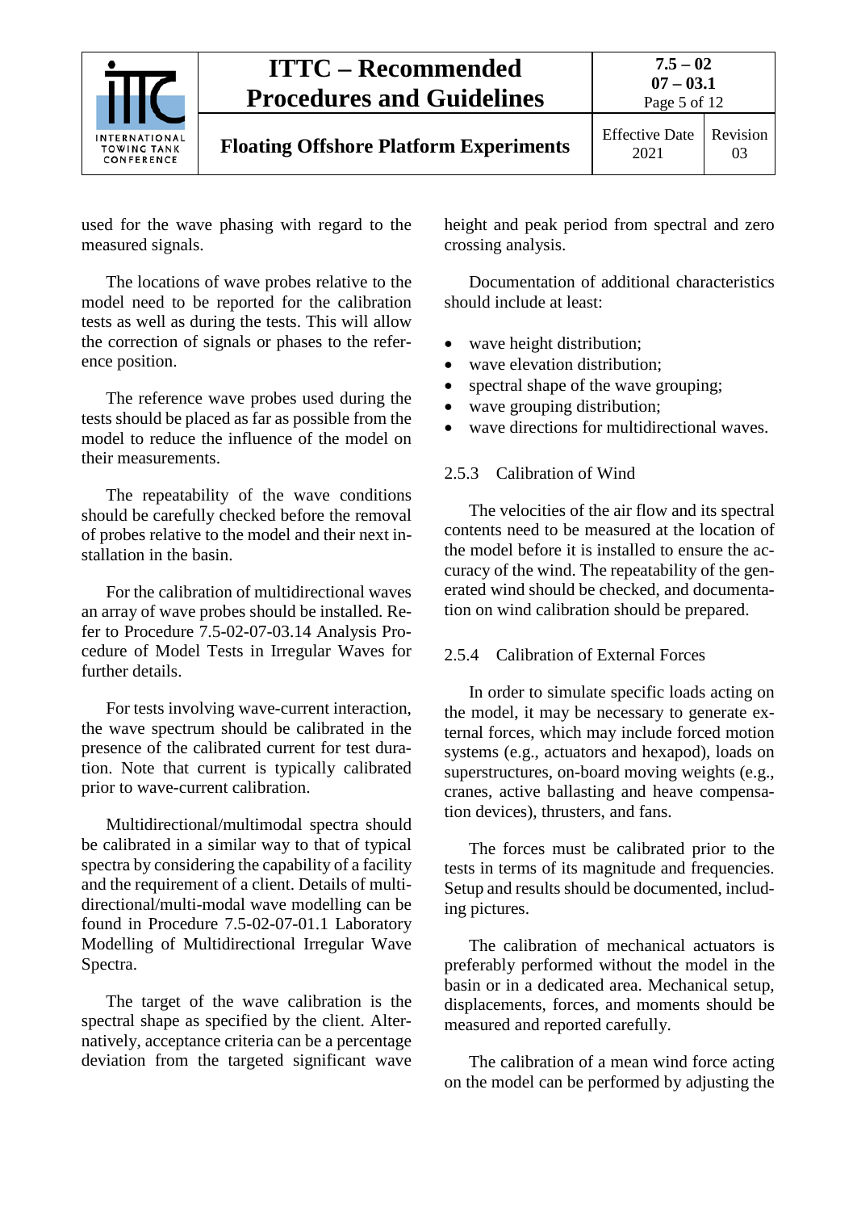used for the wave phasing with regard to the measured signals.

The locations of wave probes relative to the model need to be reported for the calibration tests as well as during the tests. This will allow the correction of signals or phases to the reference position.

The reference wave probes used during the tests should be placed as far as possible from the model to reduce the influence of the model on their measurements.

The repeatability of the wave conditions should be carefully checked before the removal of probes relative to the model and their next installation in the basin.

For the calibration of multidirectional waves an array of wave probes should be installed. Refer to Procedure 7.5-02-07-03.14 Analysis Procedure of Model Tests in Irregular Waves for further details.

For tests involving wave-current interaction, the wave spectrum should be calibrated in the presence of the calibrated current for test duration. Note that current is typically calibrated prior to wave-current calibration.

Multidirectional/multimodal spectra should be calibrated in a similar way to that of typical spectra by considering the capability of a facility and the requirement of a client. Details of multidirectional/multi-modal wave modelling can be found in Procedure 7.5-02-07-01.1 Laboratory Modelling of Multidirectional Irregular Wave Spectra.

The target of the wave calibration is the spectral shape as specified by the client. Alternatively, acceptance criteria can be a percentage deviation from the targeted significant wave height and peak period from spectral and zero crossing analysis.

Documentation of additional characteristics should include at least:

- wave height distribution;
- wave elevation distribution;
- spectral shape of the wave grouping;
- wave grouping distribution;
- wave directions for multidirectional waves.

#### 2.5.3 Calibration of Wind

The velocities of the air flow and its spectral contents need to be measured at the location of the model before it is installed to ensure the accuracy of the wind. The repeatability of the generated wind should be checked, and documentation on wind calibration should be prepared.

#### 2.5.4 Calibration of External Forces

In order to simulate specific loads acting on the model, it may be necessary to generate external forces, which may include forced motion systems (e.g., actuators and hexapod), loads on superstructures, on-board moving weights (e.g., cranes, active ballasting and heave compensation devices), thrusters, and fans.

The forces must be calibrated prior to the tests in terms of its magnitude and frequencies. Setup and results should be documented, including pictures.

The calibration of mechanical actuators is preferably performed without the model in the basin or in a dedicated area. Mechanical setup, displacements, forces, and moments should be measured and reported carefully.

The calibration of a mean wind force acting on the model can be performed by adjusting the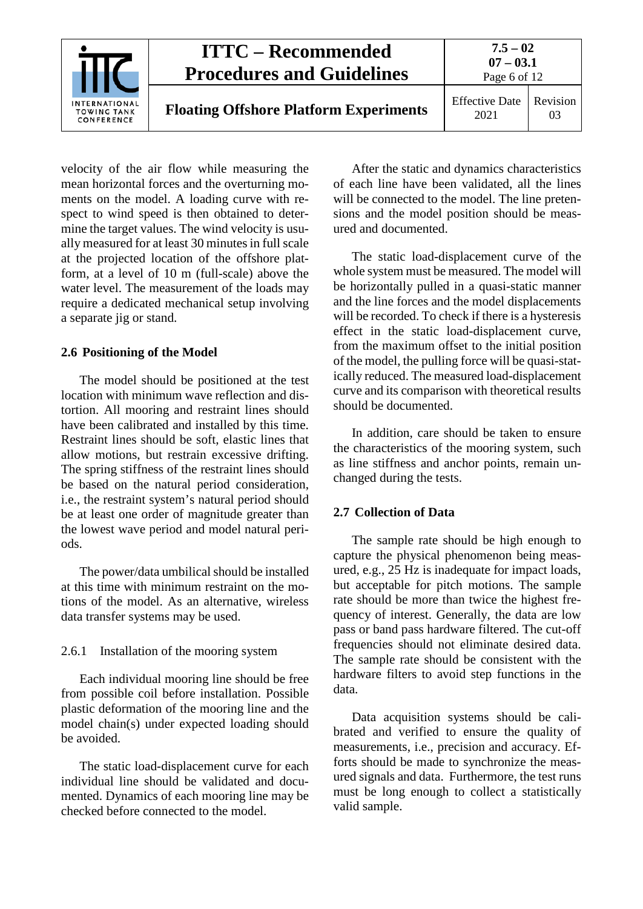velocity of the air flow while measuring the mean horizontal forces and the overturning moments on the model. A loading curve with respect to wind speed is then obtained to determine the target values. The wind velocity is usually measured for at least 30 minutes in full scale at the projected location of the offshore platform, at a level of 10 m (full-scale) above the water level. The measurement of the loads may require a dedicated mechanical setup involving a separate jig or stand.

## 2.6 Positioning of the Model

The model should be positioned at the test location with minimum wave reflection and distortion. All mooring and restraint lines should have been calibrated and installed by this time. Restraint lines should be soft, elastic lines that allow motions, but restrain excessive drifting. The spring stiffness of the restraint lines should be based on the natural period consideration, i.e., the restraint system's natural period should be at least one order of magnitude greater than the lowest wave period and model natural periods.

The power/data umbilical should be installed at this time with minimum restraint on the motions of the model. As an alternative, wireless data transfer systems may be used.

### 2.6.1 Installation of the mooring system

Each individual mooring line should be free from possible coil before installation. Possible plastic deformation of the mooring line and the model chain(s) under expected loading should be avoided.

The static load-displacement curve for each individual line should be validated and documented. Dynamics of each mooring line may be checked before connected to the model.

After the static and dynamics characteristics of each line have been validated, all the lines will be connected to the model. The line pretensions and the model position should be measured and documented.

The static load-displacement curve of the whole system must be measured. The model will be horizontally pulled in a quasi-static manner and the line forces and the model displacements will be recorded. To check if there is a hysteresis effect in the static load-displacement curve, from the maximum offset to the initial position of the model, the pulling force will be quasi-statically reduced. The measured load-displacement curve and its comparison with theoretical results should be documented.

In addition, care should be taken to ensure the characteristics of the mooring system, such as line stiffness and anchor points, remain unchanged during the tests.

## 2.7 Collection of Data

The sample rate should be high enough to capture the physical phenomenon being measured, e.g., 25 Hz is inadequate for impact loads, but acceptable for pitch motions. The sample rate should be more than twice the highest frequency of interest. Generally, the data are low pass or band pass hardware filtered. The cut-off frequencies should not eliminate desired data. The sample rate should be consistent with the hardware filters to avoid step functions in the data.

Data acquisition systems should be calibrated and verified to ensure the quality of measurements, i.e., precision and accuracy. Efforts should be made to synchronize the measured signals and data. Furthermore, the test runs must be long enough to collect a statistically valid sample.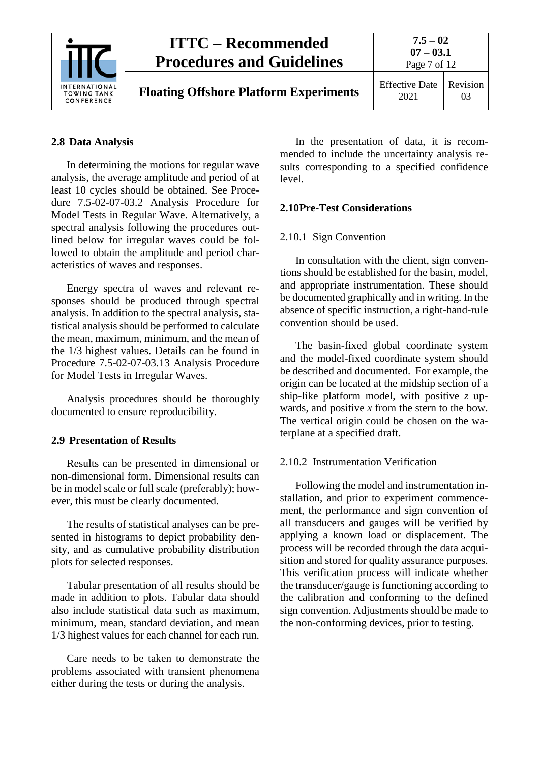## 2.8 Data Analysis

In determining the motions for regular wave analysis, the average amplitude and period of at least 10 cycles should be obtained. See Procedure 7.5-02-07-03.2 Analysis Procedure for Model Tests in Regular Wave. Alternatively, a spectral analysis following the procedures outlined below for irregular waves could be followed to obtain the amplitude and period characteristics of waves and responses.

Energy spectra of waves and relevant responses should be produced through spectral analysis. In addition to the spectral analysis, statistical analysis should be performed to calculate the mean, maximum, minimum, and the mean of the 1/3 highest values. Details can be found in Procedure 7.5-02-07-03.13 Analysis Procedure for Model Tests in Irregular Waves.

Analysis procedures should be thoroughly documented to ensure reproducibility.

## 2.9 Presentation of Results

Results can be presented in dimensional or non-dimensional form. Dimensional results can be in model scale or full scale (preferably); however, this must be clearly documented.

The results of statistical analyses can be presented in histograms to depict probability density, and as cumulative probability distribution plots for selected responses.

Tabular presentation of all results should be made in addition to plots. Tabular data should also include statistical data such as maximum, minimum, mean, standard deviation, and mean 1/3 highest values for each channel for each run.

Care needs to be taken to demonstrate the problems associated with transient phenomena either during the tests or during the analysis.

In the presentation of data, it is recommended to include the uncertainty analysis results corresponding to a specified confidence level.

## 2.10 Pre-Test Considerations

### 2.10.1 Sign Convention

In consultation with the client, sign conventions should be established for the basin, model, and appropriate instrumentation. These should be documented graphically and in writing. In the absence of specific instruction, a right-hand-rule convention should be used.

The basin-fixed global coordinate system and the model-fixed coordinate system should be described and documented. For example, the origin can be located at the midship section of a ship-like platform model, with positive $z$ upwards, and positive $x$ from the stern to the bow. The vertical origin could be chosen on the waterplane at a specified draft.

### 2.10.2 Instrumentation Verification

Following the model and instrumentation installation, and prior to experiment commencement, the performance and sign convention of all transducers and gauges will be verified by applying a known load or displacement. The process will be recorded through the data acquisition and stored for quality assurance purposes. This verification process will indicate whether the transducer/gauge is functioning according to the calibration and conforming to the defined sign convention. Adjustments should be made to the non-conforming devices, prior to testing.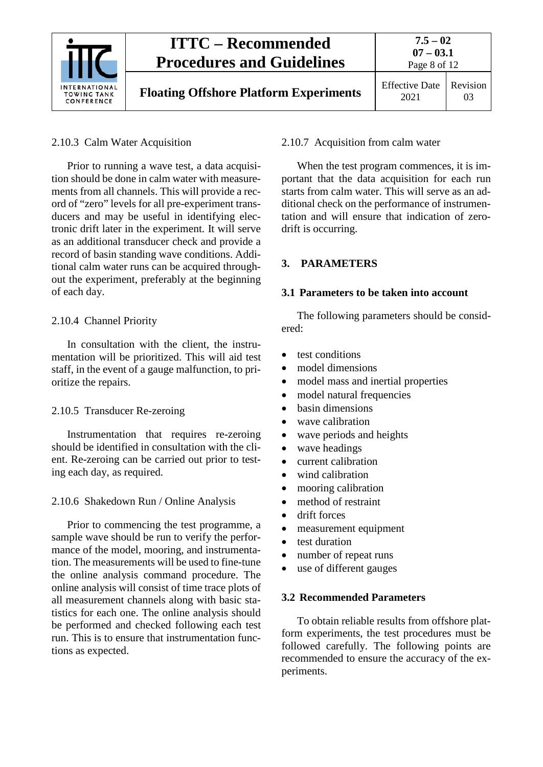#### 2.10.3 Calm Water Acquisition

Prior to running a wave test, a data acquisition should be done in calm water with measurements from all channels. This will provide a record of "zero" levels for all pre-experiment transducers and may be useful in identifying electronic drift later in the experiment. It will serve as an additional transducer check and provide a record of basin standing wave conditions. Additional calm water runs can be acquired throughout the experiment, preferably at the beginning of each day.

#### 2.10.4 Channel Priority

In consultation with the client, the instrumentation will be prioritized. This will aid test staff, in the event of a gauge malfunction, to prioritize the repairs.

#### 2.10.5 Transducer Re-zeroing

Instrumentation that requires re-zeroing should be identified in consultation with the client. Re-zeroing can be carried out prior to testing each day, as required.

#### 2.10.6 Shakedown Run / Online Analysis

Prior to commencing the test programme, a sample wave should be run to verify the performance of the model, mooring, and instrumentation. The measurements will be used to fine-tune the online analysis command procedure. The online analysis will consist of time trace plots of all measurement channels along with basic statistics for each one. The online analysis should be performed and checked following each test run. This is to ensure that instrumentation functions as expected.

#### 2.10.7 Acquisition from calm water

When the test program commences, it is important that the data acquisition for each run starts from calm water. This will serve as an additional check on the performance of instrumentation and will ensure that indication of zero-drift is occurring.

## 3. PARAMETERS

### 3.1 Parameters to be taken into account

The following parameters should be considered:

- test conditions
- model dimensions
- model mass and inertial properties
- model natural frequencies
- basin dimensions
- wave calibration
- wave periods and heights
- wave headings
- current calibration
- wind calibration
- mooring calibration
- method of restraint
- drift forces
- measurement equipment
- test duration
- number of repeat runs
- use of different gauges

### 3.2 Recommended Parameters

To obtain reliable results from offshore platform experiments, the test procedures must be followed carefully. The following points are recommended to ensure the accuracy of the experiments.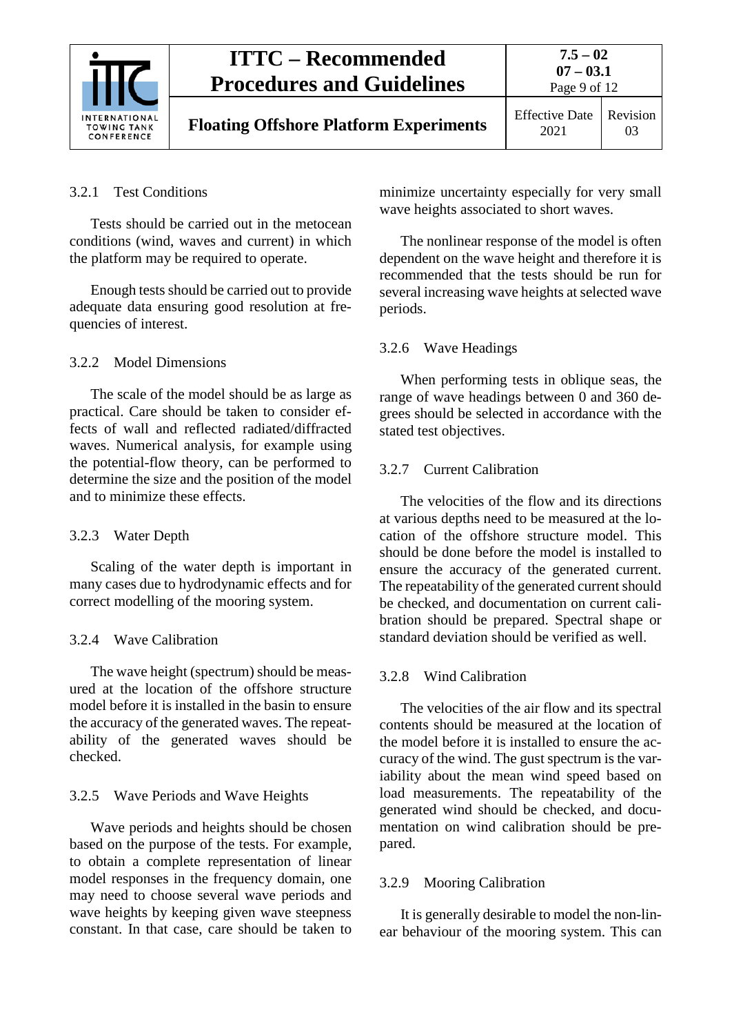### 3.2.1 Test Conditions

Tests should be carried out in the metocean conditions (wind, waves and current) in which the platform may be required to operate.

Enough tests should be carried out to provide adequate data ensuring good resolution at frequencies of interest.

### 3.2.2 Model Dimensions

The scale of the model should be as large as practical. Care should be taken to consider effects of wall and reflected radiated/diffracted waves. Numerical analysis, for example using the potential-flow theory, can be performed to determine the size and the position of the model and to minimize these effects.

### 3.2.3 Water Depth

Scaling of the water depth is important in many cases due to hydrodynamic effects and for correct modelling of the mooring system.

### 3.2.4 Wave Calibration

The wave height (spectrum) should be measured at the location of the offshore structure model before it is installed in the basin to ensure the accuracy of the generated waves. The repeatability of the generated waves should be checked.

### 3.2.5 Wave Periods and Wave Heights

Wave periods and heights should be chosen based on the purpose of the tests. For example, to obtain a complete representation of linear model responses in the frequency domain, one may need to choose several wave periods and wave heights by keeping given wave steepness constant. In that case, care should be taken to minimize uncertainty especially for very small wave heights associated to short waves.

The nonlinear response of the model is often dependent on the wave height and therefore it is recommended that the tests should be run for several increasing wave heights at selected wave periods.

### 3.2.6 Wave Headings

When performing tests in oblique seas, the range of wave headings between 0 and 360 degrees should be selected in accordance with the stated test objectives.

### 3.2.7 Current Calibration

The velocities of the flow and its directions at various depths need to be measured at the location of the offshore structure model. This should be done before the model is installed to ensure the accuracy of the generated current. The repeatability of the generated current should be checked, and documentation on current calibration should be prepared. Spectral shape or standard deviation should be verified as well.

### 3.2.8 Wind Calibration

The velocities of the air flow and its spectral contents should be measured at the location of the model before it is installed to ensure the accuracy of the wind. The gust spectrum is the variability about the mean wind speed based on load measurements. The repeatability of the generated wind should be checked, and documentation on wind calibration should be prepared.

### 3.2.9 Mooring Calibration

It is generally desirable to model the non-linear behaviour of the mooring system. This can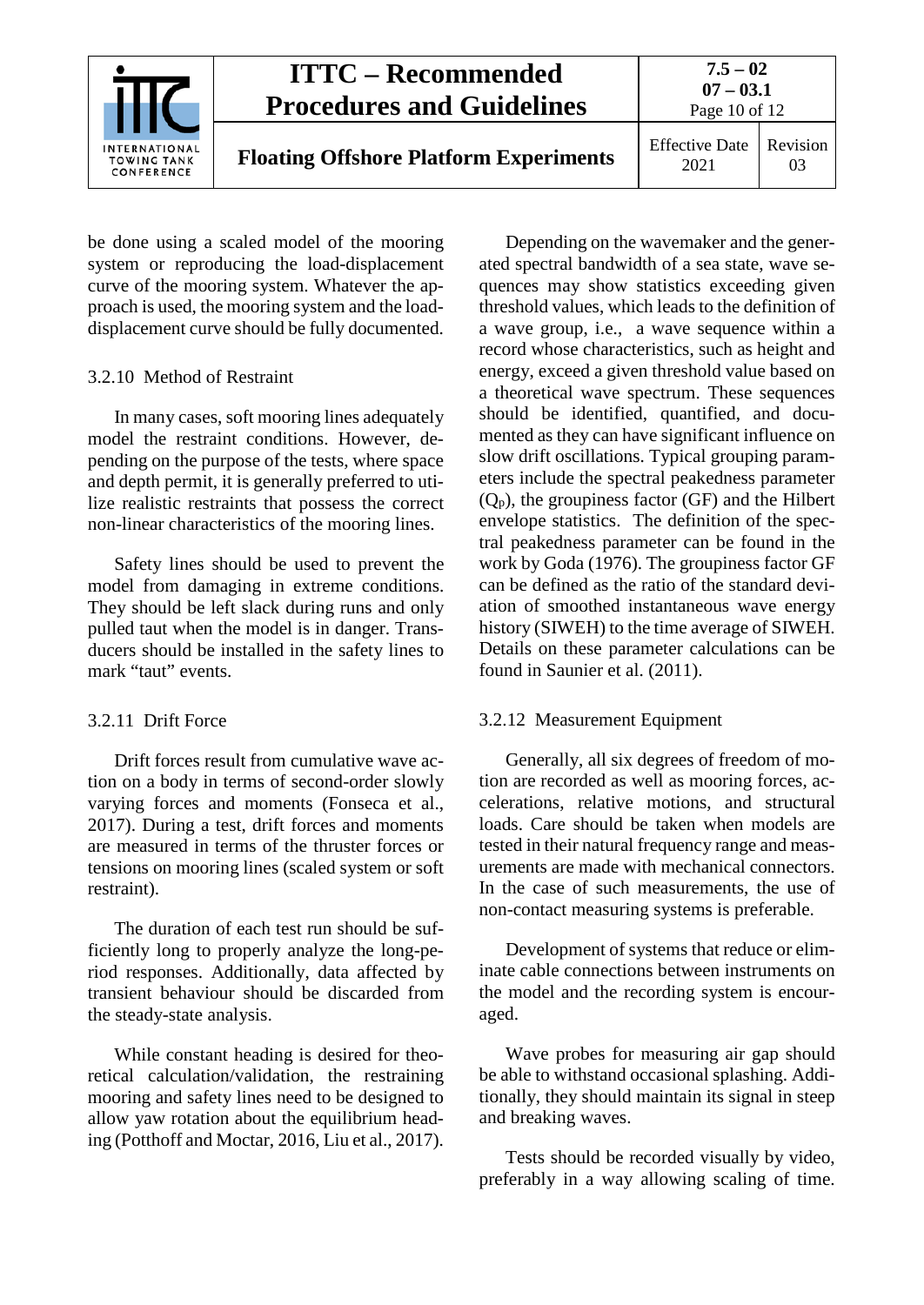be done using a scaled model of the mooring system or reproducing the load-displacement curve of the mooring system. Whatever the approach is used, the mooring system and the load-displacement curve should be fully documented.

### 3.2.10 Method of Restraint

In many cases, soft mooring lines adequately model the restraint conditions. However, depending on the purpose of the tests, where space and depth permit, it is generally preferred to utilize realistic restraints that possess the correct non-linear characteristics of the mooring lines.

Safety lines should be used to prevent the model from damaging in extreme conditions. They should be left slack during runs and only pulled taut when the model is in danger. Transducers should be installed in the safety lines to mark "taut" events.

### 3.2.11 Drift Force

Drift forces result from cumulative wave action on a body in terms of second-order slowly varying forces and moments (Fonseca et al., 2017). During a test, drift forces and moments are measured in terms of the thruster forces or tensions on mooring lines (scaled system or soft restraint).

The duration of each test run should be sufficiently long to properly analyze the long-period responses. Additionally, data affected by transient behaviour should be discarded from the steady-state analysis.

While constant heading is desired for theoretical calculation/validation, the restraining mooring and safety lines need to be designed to allow yaw rotation about the equilibrium heading (Potthoff and Moctar, 2016, Liu et al., 2017).

Depending on the wavemaker and the generated spectral bandwidth of a sea state, wave sequences may show statistics exceeding given threshold values, which leads to the definition of a wave group, i.e., a wave sequence within a record whose characteristics, such as height and energy, exceed a given threshold value based on a theoretical wave spectrum. These sequences should be identified, quantified, and documented as they can have significant influence on slow drift oscillations. Typical grouping parameters include the spectral peakedness parameter ($Q_p$), the groupiness factor (GF) and the Hilbert envelope statistics. The definition of the spectral peakedness parameter can be found in the work by Goda (1976). The groupiness factor GF can be defined as the ratio of the standard deviation of smoothed instantaneous wave energy history (SIWEH) to the time average of SIWEH. Details on these parameter calculations can be found in Saunier et al. (2011).

### 3.2.12 Measurement Equipment

Generally, all six degrees of freedom of motion are recorded as well as mooring forces, accelerations, relative motions, and structural loads. Care should be taken when models are tested in their natural frequency range and measurements are made with mechanical connectors. In the case of such measurements, the use of non-contact measuring systems is preferable.

Development of systems that reduce or eliminate cable connections between instruments on the model and the recording system is encouraged.

Wave probes for measuring air gap should be able to withstand occasional splashing. Additionally, they should maintain its signal in steep and breaking waves.

Tests should be recorded visually by video, preferably in a way allowing scaling of time.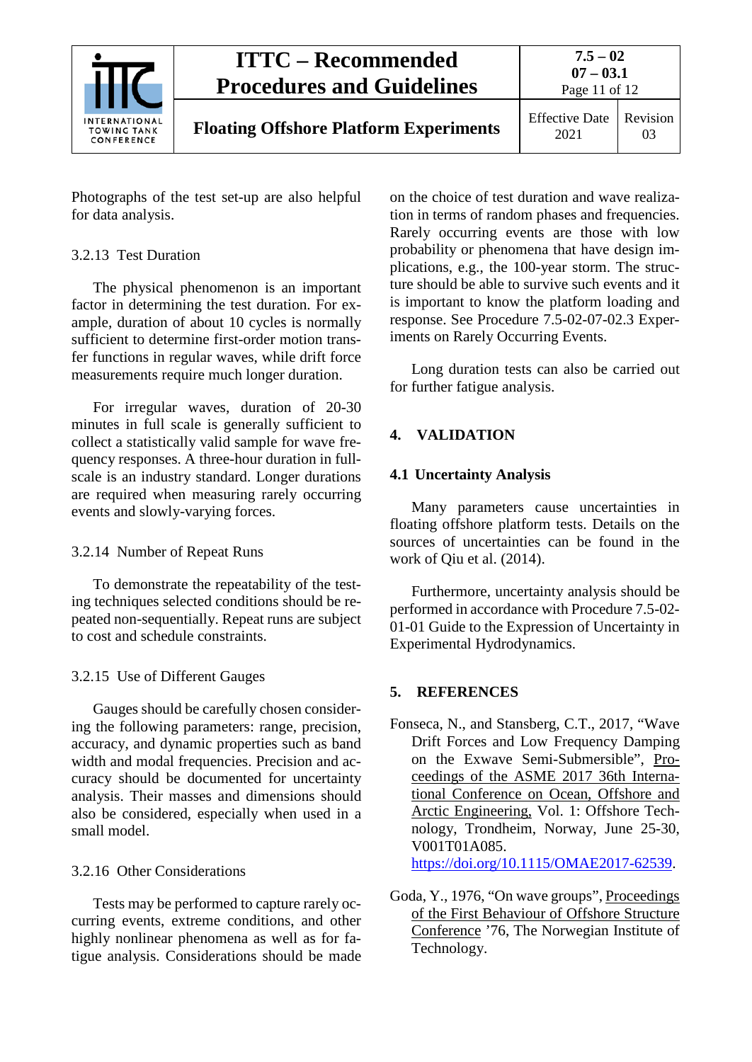Photographs of the test set-up are also helpful for data analysis.

### 3.2.13 Test Duration

The physical phenomenon is an important factor in determining the test duration. For example, duration of about 10 cycles is normally sufficient to determine first-order motion transfer functions in regular waves, while drift force measurements require much longer duration.

For irregular waves, duration of 20-30 minutes in full scale is generally sufficient to collect a statistically valid sample for wave frequency responses. A three-hour duration in full-scale is an industry standard. Longer durations are required when measuring rarely occurring events and slowly-varying forces.

### 3.2.14 Number of Repeat Runs

To demonstrate the repeatability of the testing techniques selected conditions should be repeated non-sequentially. Repeat runs are subject to cost and schedule constraints.

### 3.2.15 Use of Different Gauges

Gauges should be carefully chosen considering the following parameters: range, precision, accuracy, and dynamic properties such as band width and modal frequencies. Precision and accuracy should be documented for uncertainty analysis. Their masses and dimensions should also be considered, especially when used in a small model.

### 3.2.16 Other Considerations

Tests may be performed to capture rarely occurring events, extreme conditions, and other highly nonlinear phenomena as well as for fatigue analysis. Considerations should be made on the choice of test duration and wave realization in terms of random phases and frequencies. Rarely occurring events are those with low probability or phenomena that have design implications, e.g., the 100-year storm. The structure should be able to survive such events and it is important to know the platform loading and response. See Procedure 7.5-02-07-02.3 Experiments on Rarely Occurring Events.

Long duration tests can also be carried out for further fatigue analysis.

# 4. VALIDATION

## 4.1 Uncertainty Analysis

Many parameters cause uncertainties in floating offshore platform tests. Details on the sources of uncertainties can be found in the work of Qiu et al. (2014).

Furthermore, uncertainty analysis should be performed in accordance with Procedure 7.5-02-01-01 Guide to the Expression of Uncertainty in Experimental Hydrodynamics.

# 5. REFERENCES

Fonseca, N., and Stansberg, C.T., 2017, "Wave Drift Forces and Low Frequency Damping on the Exwave Semi-Submersible", Proceedings of the ASME 2017 36th International Conference on Ocean, Offshore and Arctic Engineering, Vol. 1: Offshore Technology, Trondheim, Norway, June 25-30, V001T01A085. https://doi.org/10.1115/OMAE2017-62539.

Goda, Y., 1976, "On wave groups", Proceedings of the First Behaviour of Offshore Structure Conference '76, The Norwegian Institute of Technology.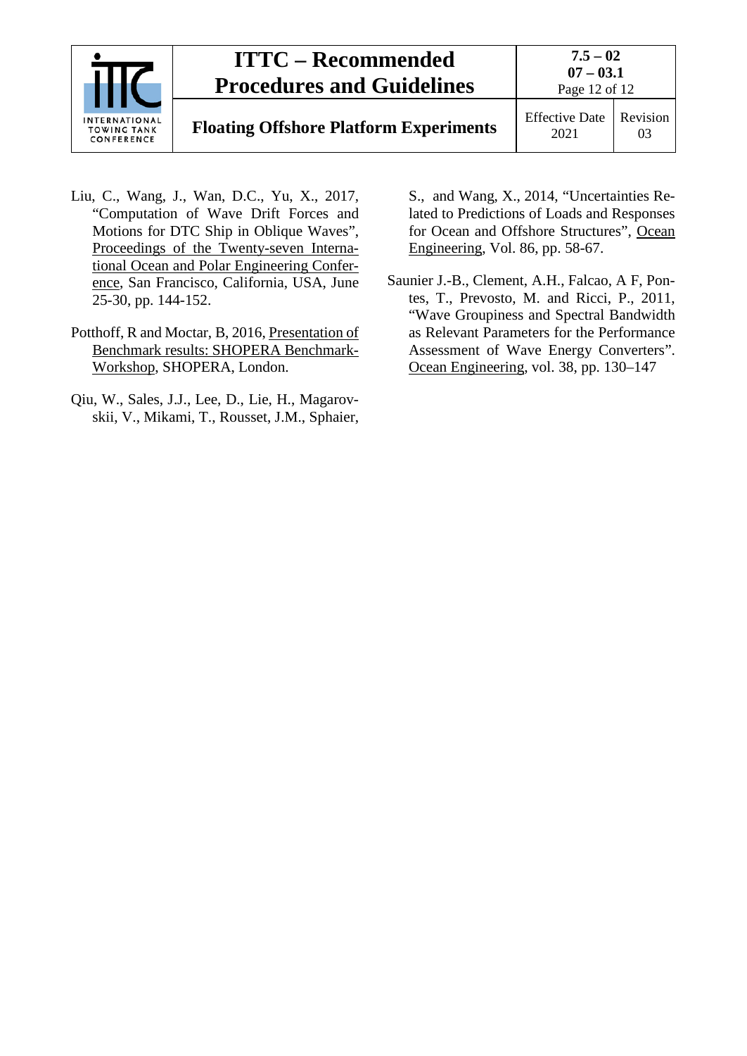Liu, C., Wang, J., Wan, D.C., Yu, X., 2017, "Computation of Wave Drift Forces and Motions for DTC Ship in Oblique Waves", Proceedings of the Twenty-seven International Ocean and Polar Engineering Conference, San Francisco, California, USA, June 25-30, pp. 144-152.

Potthoff, R and Moctar, B, 2016, Presentation of Benchmark results: SHOPERA Benchmark-Workshop, SHOPERA, London.

Qiu, W., Sales, J.J., Lee, D., Lie, H., Magarovskii, V., Mikami, T., Rousset, J.M., Sphaier, S., and Wang, X., 2014, "Uncertainties Related to Predictions of Loads and Responses for Ocean and Offshore Structures", Ocean Engineering, Vol. 86, pp. 58-67.

Saunier J.-B., Clement, A.H., Falcao, A F, Pontes, T., Prevosto, M. and Ricci, P., 2011, "Wave Groupiness and Spectral Bandwidth as Relevant Parameters for the Performance Assessment of Wave Energy Converters". Ocean Engineering, vol. 38, pp. 130–147